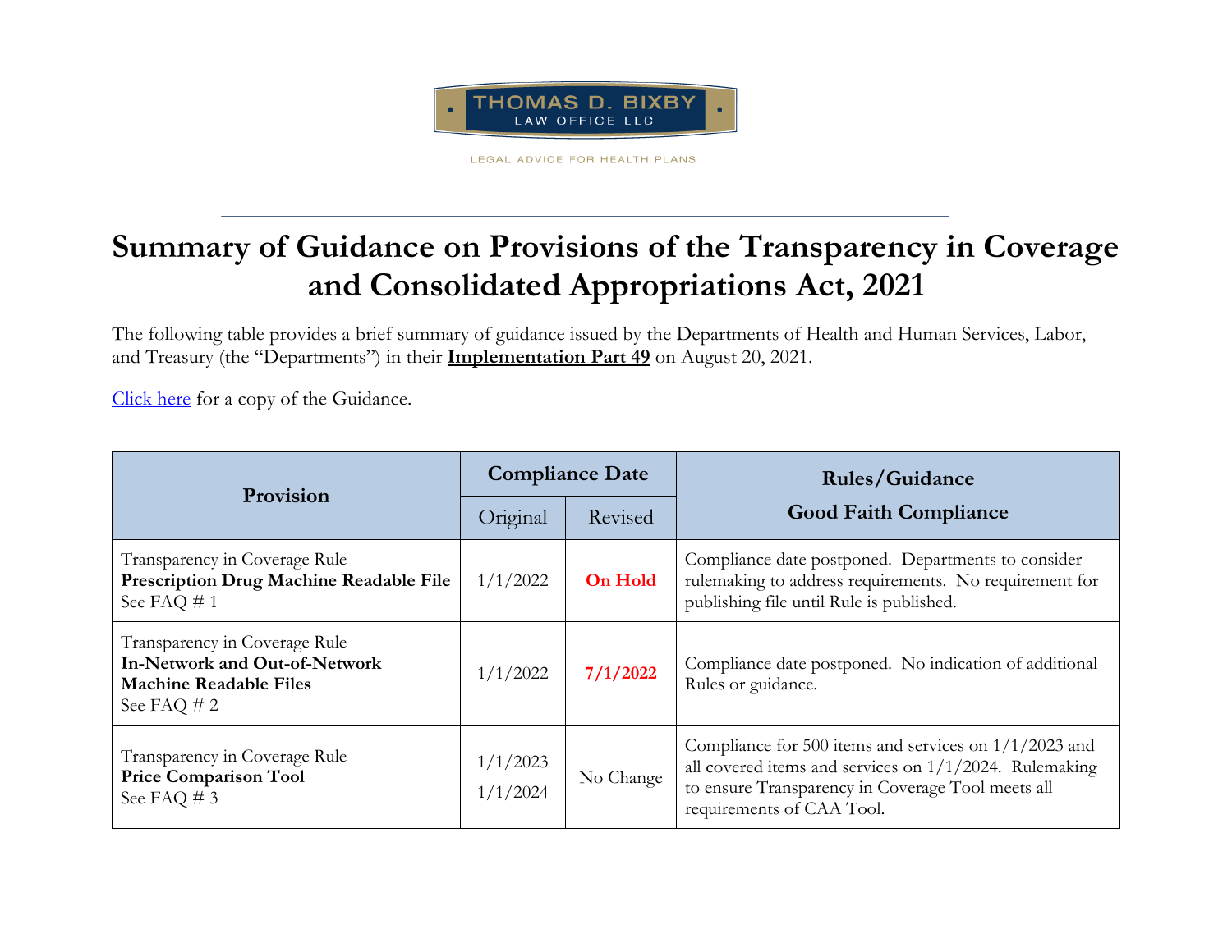THOMAS D. BIXBY
LAW OFFICE LLC

LEGAL ADVICE FOR HEALTH PLANS

# Summary of Guidance on Provisions of the Transparency in Coverage and Consolidated Appropriations Act, 2021

The following table provides a brief summary of guidance issued by the Departments of Health and Human Services, Labor, and Treasury (the "Departments") in their **Implementation Part 49** on August 20, 2021.

Click here for a copy of the Guidance.

| Provision | Compliance Date | | Rules/Guidance Good Faith Compliance |
|---|---|---|---|
| | Original | Revised | |
| Transparency in Coverage Rule **Prescription Drug Machine Readable File** See FAQ # 1 | 1/1/2022 | **On Hold** | Compliance date postponed. Departments to consider rulemaking to address requirements. No requirement for publishing file until Rule is published. |
| Transparency in Coverage Rule **In-Network and Out-of-Network Machine Readable Files** See FAQ # 2 | 1/1/2022 | **7/1/2022** | Compliance date postponed. No indication of additional Rules or guidance. |
| Transparency in Coverage Rule **Price Comparison Tool** See FAQ # 3 | 1/1/2023 1/1/2024 | No Change | Compliance for 500 items and services on 1/1/2023 and all covered items and services on 1/1/2024. Rulemaking to ensure Transparency in Coverage Tool meets all requirements of CAA Tool. |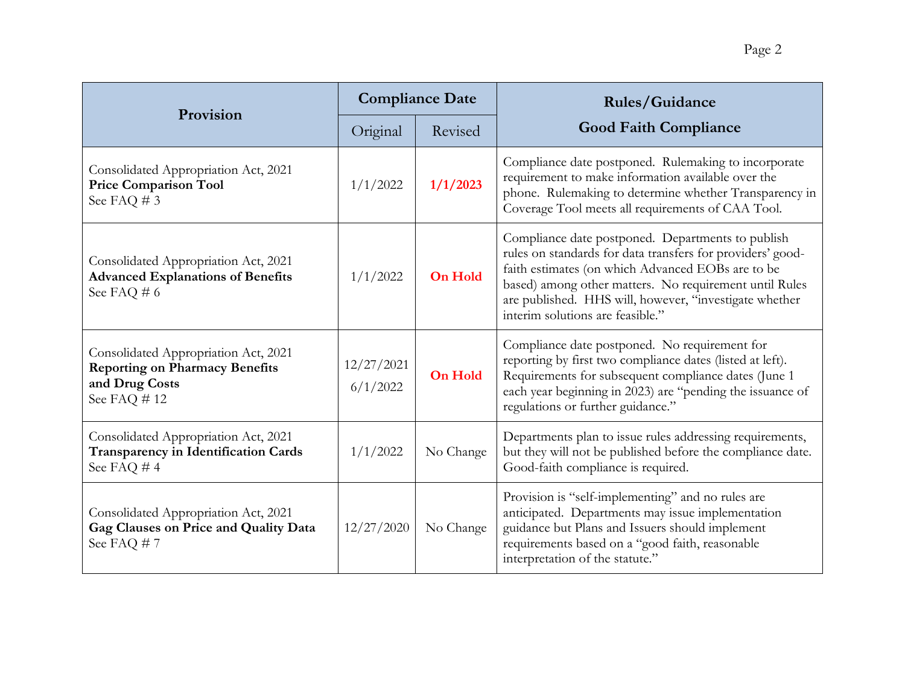| Provision | Compliance Date | | Rules/Guidance Good Faith Compliance |
|---|---|---|---|
| | Original | Revised | |
| Consolidated Appropriation Act, 2021 **Price Comparison Tool** See FAQ # 3 | 1/1/2022 | **1/1/2023** | Compliance date postponed. Rulemaking to incorporate requirement to make information available over the phone. Rulemaking to determine whether Transparency in Coverage Tool meets all requirements of CAA Tool. |
| Consolidated Appropriation Act, 2021 **Advanced Explanations of Benefits** See FAQ # 6 | 1/1/2022 | **On Hold** | Compliance date postponed. Departments to publish rules on standards for data transfers for providers' good-faith estimates (on which Advanced EOBs are to be based) among other matters. No requirement until Rules are published. HHS will, however, "investigate whether interim solutions are feasible." |
| Consolidated Appropriation Act, 2021 **Reporting on Pharmacy Benefits and Drug Costs** See FAQ # 12 | 12/27/2021 6/1/2022 | **On Hold** | Compliance date postponed. No requirement for reporting by first two compliance dates (listed at left). Requirements for subsequent compliance dates (June 1 each year beginning in 2023) are "pending the issuance of regulations or further guidance." |
| Consolidated Appropriation Act, 2021 **Transparency in Identification Cards** See FAQ # 4 | 1/1/2022 | No Change | Departments plan to issue rules addressing requirements, but they will not be published before the compliance date. Good-faith compliance is required. |
| Consolidated Appropriation Act, 2021 **Gag Clauses on Price and Quality Data** See FAQ # 7 | 12/27/2020 | No Change | Provision is "self-implementing" and no rules are anticipated. Departments may issue implementation guidance but Plans and Issuers should implement requirements based on a "good faith, reasonable interpretation of the statute." |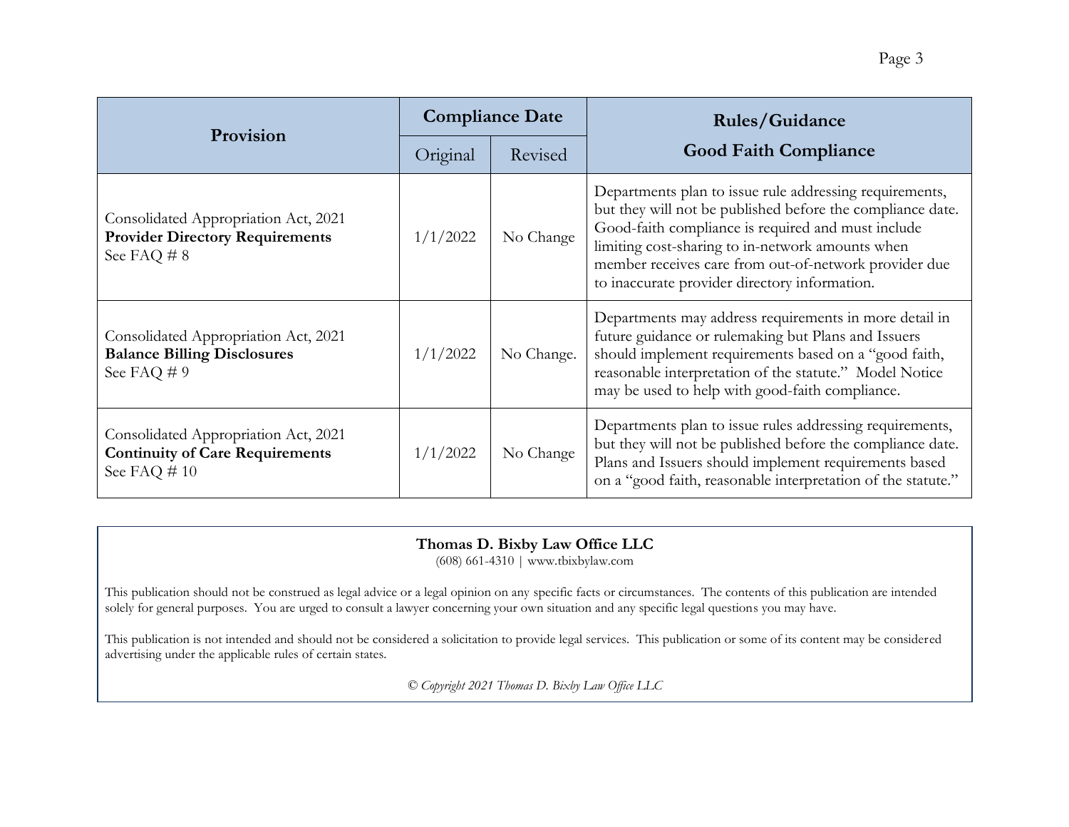| Provision | Compliance Date | | Rules/Guidance Good Faith Compliance |
|---|---|---|---|
| | Original | Revised | |
| Consolidated Appropriation Act, 2021 **Provider Directory Requirements** See FAQ # 8 | 1/1/2022 | No Change | Departments plan to issue rule addressing requirements, but they will not be published before the compliance date. Good-faith compliance is required and must include limiting cost-sharing to in-network amounts when member receives care from out-of-network provider due to inaccurate provider directory information. |
| Consolidated Appropriation Act, 2021 **Balance Billing Disclosures** See FAQ # 9 | 1/1/2022 | No Change. | Departments may address requirements in more detail in future guidance or rulemaking but Plans and Issuers should implement requirements based on a "good faith, reasonable interpretation of the statute." Model Notice may be used to help with good-faith compliance. |
| Consolidated Appropriation Act, 2021 **Continuity of Care Requirements** See FAQ # 10 | 1/1/2022 | No Change | Departments plan to issue rules addressing requirements, but they will not be published before the compliance date. Plans and Issuers should implement requirements based on a "good faith, reasonable interpretation of the statute." |

**Thomas D. Bixby Law Office LLC**
(608) 661-4310 | www.tbixbylaw.com

This publication should not be construed as legal advice or a legal opinion on any specific facts or circumstances. The contents of this publication are intended solely for general purposes. You are urged to consult a lawyer concerning your own situation and any specific legal questions you may have.

This publication is not intended and should not be considered a solicitation to provide legal services. This publication or some of its content may be considered advertising under the applicable rules of certain states.

*© Copyright 2021 Thomas D. Bixby Law Office LLC*